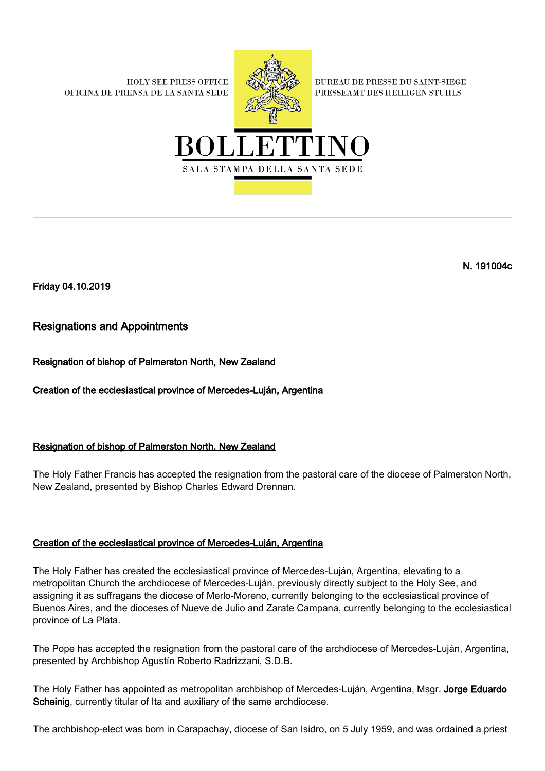HOLY SEE PRESS OFFICE
OFICINA DE PRENSA DE LA SANTA SEDE

BUREAU DE PRESSE DU SAINT-SIEGE
PRESSEAMT DES HEILIGEN STUHLS

# BOLLETTINO

SALA STAMPA DELLA SANTA SEDE

**N. 191004c**

**Friday 04.10.2019**

## Resignations and Appointments

**Resignation of bishop of Palmerston North, New Zealand**

**Creation of the ecclesiastical province of Mercedes-Luján, Argentina**

### Resignation of bishop of Palmerston North, New Zealand

The Holy Father Francis has accepted the resignation from the pastoral care of the diocese of Palmerston North, New Zealand, presented by Bishop Charles Edward Drennan.

### Creation of the ecclesiastical province of Mercedes-Luján, Argentina

The Holy Father has created the ecclesiastical province of Mercedes-Luján, Argentina, elevating to a metropolitan Church the archdiocese of Mercedes-Luján, previously directly subject to the Holy See, and assigning it as suffragans the diocese of Merlo-Moreno, currently belonging to the ecclesiastical province of Buenos Aires, and the dioceses of Nueve de Julio and Zarate Campana, currently belonging to the ecclesiastical province of La Plata.

The Pope has accepted the resignation from the pastoral care of the archdiocese of Mercedes-Luján, Argentina, presented by Archbishop Agustín Roberto Radrizzani, S.D.B.

The Holy Father has appointed as metropolitan archbishop of Mercedes-Luján, Argentina, Msgr. **Jorge Eduardo Scheinig**, currently titular of Ita and auxiliary of the same archdiocese.

The archbishop-elect was born in Carapachay, diocese of San Isidro, on 5 July 1959, and was ordained a priest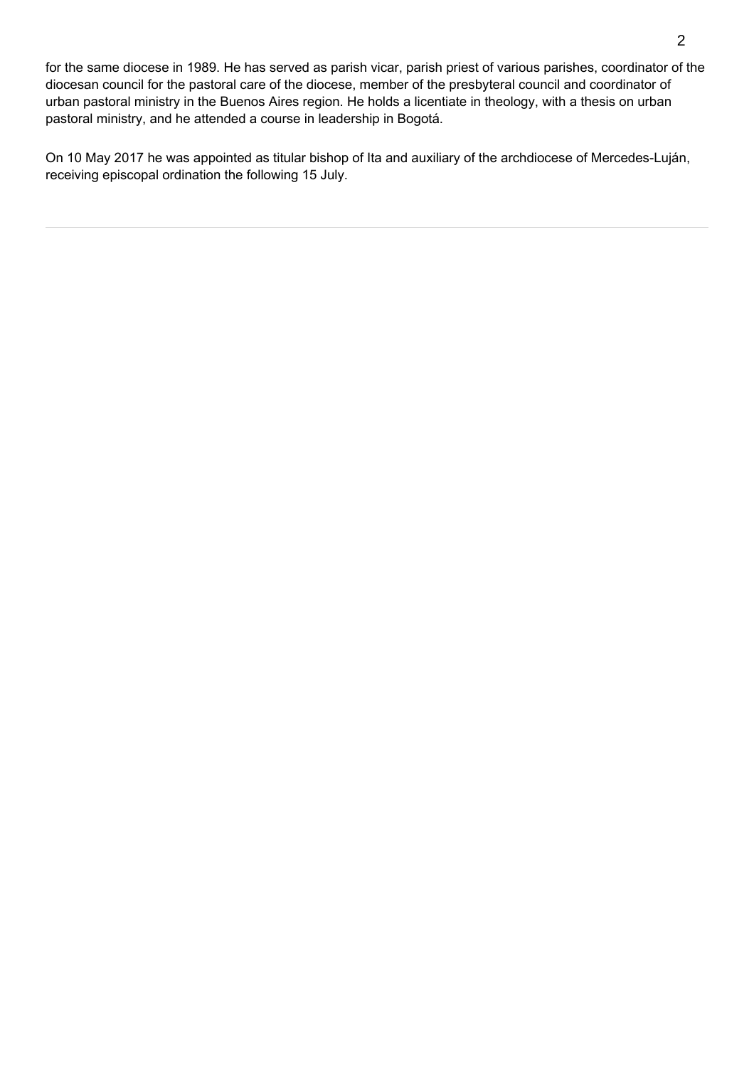for the same diocese in 1989. He has served as parish vicar, parish priest of various parishes, coordinator of the diocesan council for the pastoral care of the diocese, member of the presbyteral council and coordinator of urban pastoral ministry in the Buenos Aires region. He holds a licentiate in theology, with a thesis on urban pastoral ministry, and he attended a course in leadership in Bogotá.

On 10 May 2017 he was appointed as titular bishop of Ita and auxiliary of the archdiocese of Mercedes-Luján, receiving episcopal ordination the following 15 July.